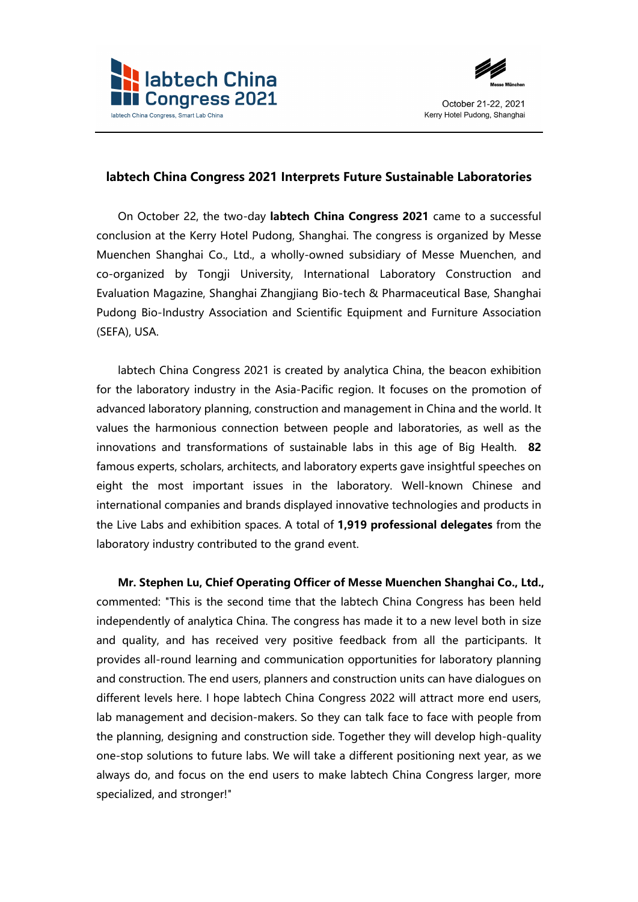# labtech China Congress 2021 Interprets Future Sustainable Laboratories

On October 22, the two-day **labtech China Congress 2021** came to a successful conclusion at the Kerry Hotel Pudong, Shanghai. The congress is organized by Messe Muenchen Shanghai Co., Ltd., a wholly-owned subsidiary of Messe Muenchen, and co-organized by Tongji University, International Laboratory Construction and Evaluation Magazine, Shanghai Zhangjiang Bio-tech & Pharmaceutical Base, Shanghai Pudong Bio-Industry Association and Scientific Equipment and Furniture Association (SEFA), USA.

labtech China Congress 2021 is created by analytica China, the beacon exhibition for the laboratory industry in the Asia-Pacific region. It focuses on the promotion of advanced laboratory planning, construction and management in China and the world. It values the harmonious connection between people and laboratories, as well as the innovations and transformations of sustainable labs in this age of Big Health. **82** famous experts, scholars, architects, and laboratory experts gave insightful speeches on eight the most important issues in the laboratory. Well-known Chinese and international companies and brands displayed innovative technologies and products in the Live Labs and exhibition spaces. A total of **1,919 professional delegates** from the laboratory industry contributed to the grand event.

**Mr. Stephen Lu, Chief Operating Officer of Messe Muenchen Shanghai Co., Ltd.,** commented: "This is the second time that the labtech China Congress has been held independently of analytica China. The congress has made it to a new level both in size and quality, and has received very positive feedback from all the participants. It provides all-round learning and communication opportunities for laboratory planning and construction. The end users, planners and construction units can have dialogues on different levels here. I hope labtech China Congress 2022 will attract more end users, lab management and decision-makers. So they can talk face to face with people from the planning, designing and construction side. Together they will develop high-quality one-stop solutions to future labs. We will take a different positioning next year, as we always do, and focus on the end users to make labtech China Congress larger, more specialized, and stronger!"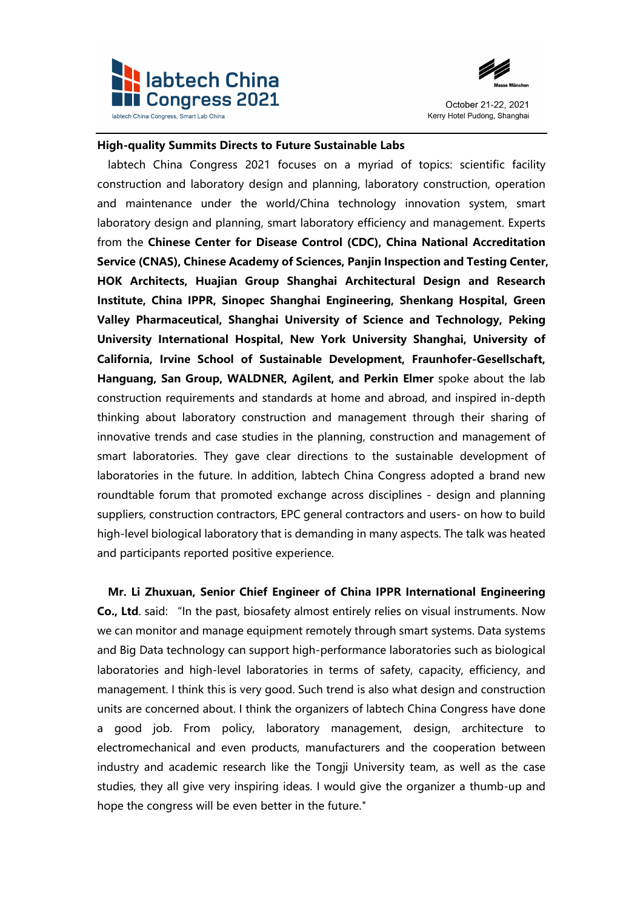**High-quality Summits Directs to Future Sustainable Labs**

labtech China Congress 2021 focuses on a myriad of topics: scientific facility construction and laboratory design and planning, laboratory construction, operation and maintenance under the world/China technology innovation system, smart laboratory design and planning, smart laboratory efficiency and management. Experts from the **Chinese Center for Disease Control (CDC), China National Accreditation Service (CNAS), Chinese Academy of Sciences, Panjin Inspection and Testing Center, HOK Architects, Huajian Group Shanghai Architectural Design and Research Institute, China IPPR, Sinopec Shanghai Engineering, Shenkang Hospital, Green Valley Pharmaceutical, Shanghai University of Science and Technology, Peking University International Hospital, New York University Shanghai, University of California, Irvine School of Sustainable Development, Fraunhofer-Gesellschaft, Hanguang, San Group, WALDNER, Agilent, and Perkin Elmer** spoke about the lab construction requirements and standards at home and abroad, and inspired in-depth thinking about laboratory construction and management through their sharing of innovative trends and case studies in the planning, construction and management of smart laboratories. They gave clear directions to the sustainable development of laboratories in the future. In addition, labtech China Congress adopted a brand new roundtable forum that promoted exchange across disciplines - design and planning suppliers, construction contractors, EPC general contractors and users- on how to build high-level biological laboratory that is demanding in many aspects. The talk was heated and participants reported positive experience.

**Mr. Li Zhuxuan, Senior Chief Engineer of China IPPR International Engineering Co., Ltd**. said: "In the past, biosafety almost entirely relies on visual instruments. Now we can monitor and manage equipment remotely through smart systems. Data systems and Big Data technology can support high-performance laboratories such as biological laboratories and high-level laboratories in terms of safety, capacity, efficiency, and management. I think this is very good. Such trend is also what design and construction units are concerned about. I think the organizers of labtech China Congress have done a good job. From policy, laboratory management, design, architecture to electromechanical and even products, manufacturers and the cooperation between industry and academic research like the Tongji University team, as well as the case studies, they all give very inspiring ideas. I would give the organizer a thumb-up and hope the congress will be even better in the future."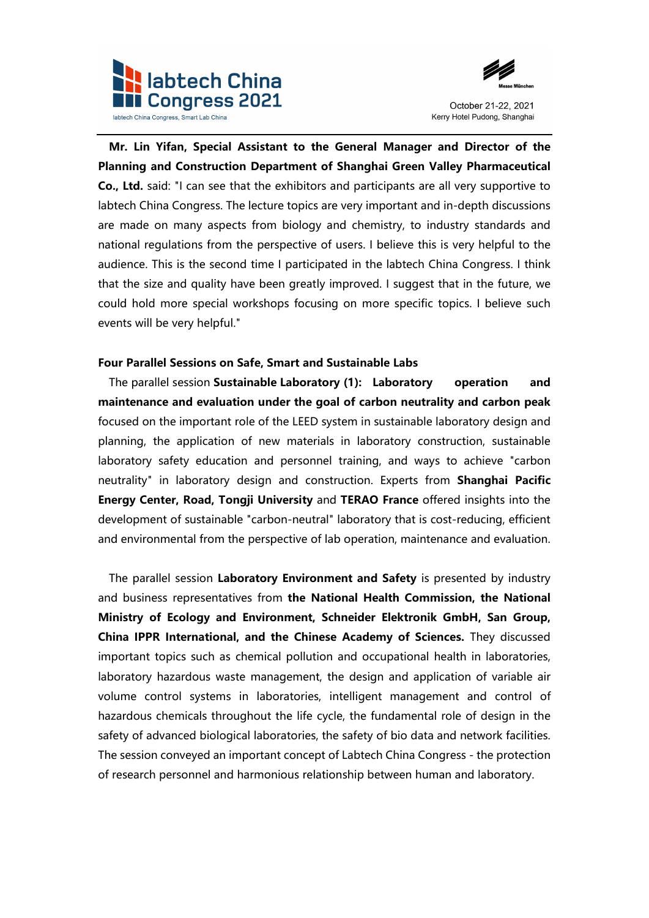**Mr. Lin Yifan, Special Assistant to the General Manager and Director of the Planning and Construction Department of Shanghai Green Valley Pharmaceutical Co., Ltd.** said: "I can see that the exhibitors and participants are all very supportive to labtech China Congress. The lecture topics are very important and in-depth discussions are made on many aspects from biology and chemistry, to industry standards and national regulations from the perspective of users. I believe this is very helpful to the audience. This is the second time I participated in the labtech China Congress. I think that the size and quality have been greatly improved. I suggest that in the future, we could hold more special workshops focusing on more specific topics. I believe such events will be very helpful."

**Four Parallel Sessions on Safe, Smart and Sustainable Labs**

The parallel session **Sustainable Laboratory (1): Laboratory operation and maintenance and evaluation under the goal of carbon neutrality and carbon peak** focused on the important role of the LEED system in sustainable laboratory design and planning, the application of new materials in laboratory construction, sustainable laboratory safety education and personnel training, and ways to achieve "carbon neutrality" in laboratory design and construction. Experts from **Shanghai Pacific Energy Center, Road, Tongji University** and **TERAO France** offered insights into the development of sustainable "carbon-neutral" laboratory that is cost-reducing, efficient and environmental from the perspective of lab operation, maintenance and evaluation.

The parallel session **Laboratory Environment and Safety** is presented by industry and business representatives from **the National Health Commission, the National Ministry of Ecology and Environment, Schneider Elektronik GmbH, San Group, China IPPR International, and the Chinese Academy of Sciences.** They discussed important topics such as chemical pollution and occupational health in laboratories, laboratory hazardous waste management, the design and application of variable air volume control systems in laboratories, intelligent management and control of hazardous chemicals throughout the life cycle, the fundamental role of design in the safety of advanced biological laboratories, the safety of bio data and network facilities. The session conveyed an important concept of Labtech China Congress - the protection of research personnel and harmonious relationship between human and laboratory.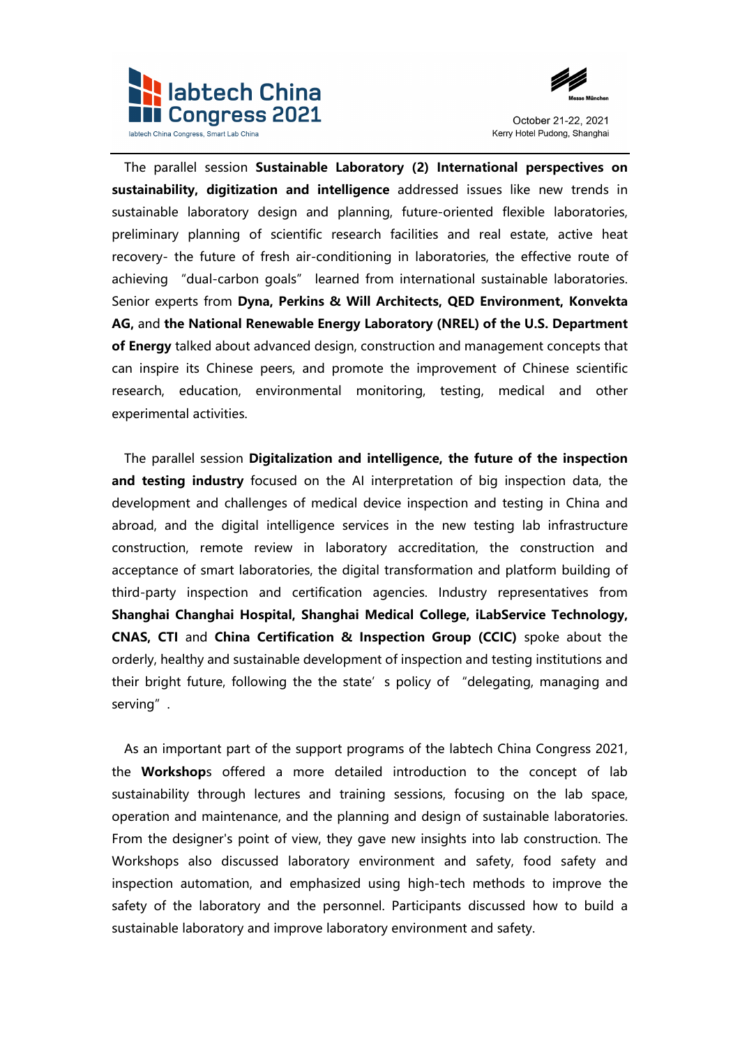The parallel session **Sustainable Laboratory (2) International perspectives on sustainability, digitization and intelligence** addressed issues like new trends in sustainable laboratory design and planning, future-oriented flexible laboratories, preliminary planning of scientific research facilities and real estate, active heat recovery- the future of fresh air-conditioning in laboratories, the effective route of achieving "dual-carbon goals" learned from international sustainable laboratories. Senior experts from **Dyna, Perkins & Will Architects, QED Environment, Konvekta AG,** and **the National Renewable Energy Laboratory (NREL) of the U.S. Department of Energy** talked about advanced design, construction and management concepts that can inspire its Chinese peers, and promote the improvement of Chinese scientific research, education, environmental monitoring, testing, medical and other experimental activities.

The parallel session **Digitalization and intelligence, the future of the inspection and testing industry** focused on the AI interpretation of big inspection data, the development and challenges of medical device inspection and testing in China and abroad, and the digital intelligence services in the new testing lab infrastructure construction, remote review in laboratory accreditation, the construction and acceptance of smart laboratories, the digital transformation and platform building of third-party inspection and certification agencies. Industry representatives from **Shanghai Changhai Hospital, Shanghai Medical College, iLabService Technology, CNAS, CTI** and **China Certification & Inspection Group (CCIC)** spoke about the orderly, healthy and sustainable development of inspection and testing institutions and their bright future, following the the state' s policy of "delegating, managing and serving" .

As an important part of the support programs of the labtech China Congress 2021, the **Workshop**s offered a more detailed introduction to the concept of lab sustainability through lectures and training sessions, focusing on the lab space, operation and maintenance, and the planning and design of sustainable laboratories. From the designer's point of view, they gave new insights into lab construction. The Workshops also discussed laboratory environment and safety, food safety and inspection automation, and emphasized using high-tech methods to improve the safety of the laboratory and the personnel. Participants discussed how to build a sustainable laboratory and improve laboratory environment and safety.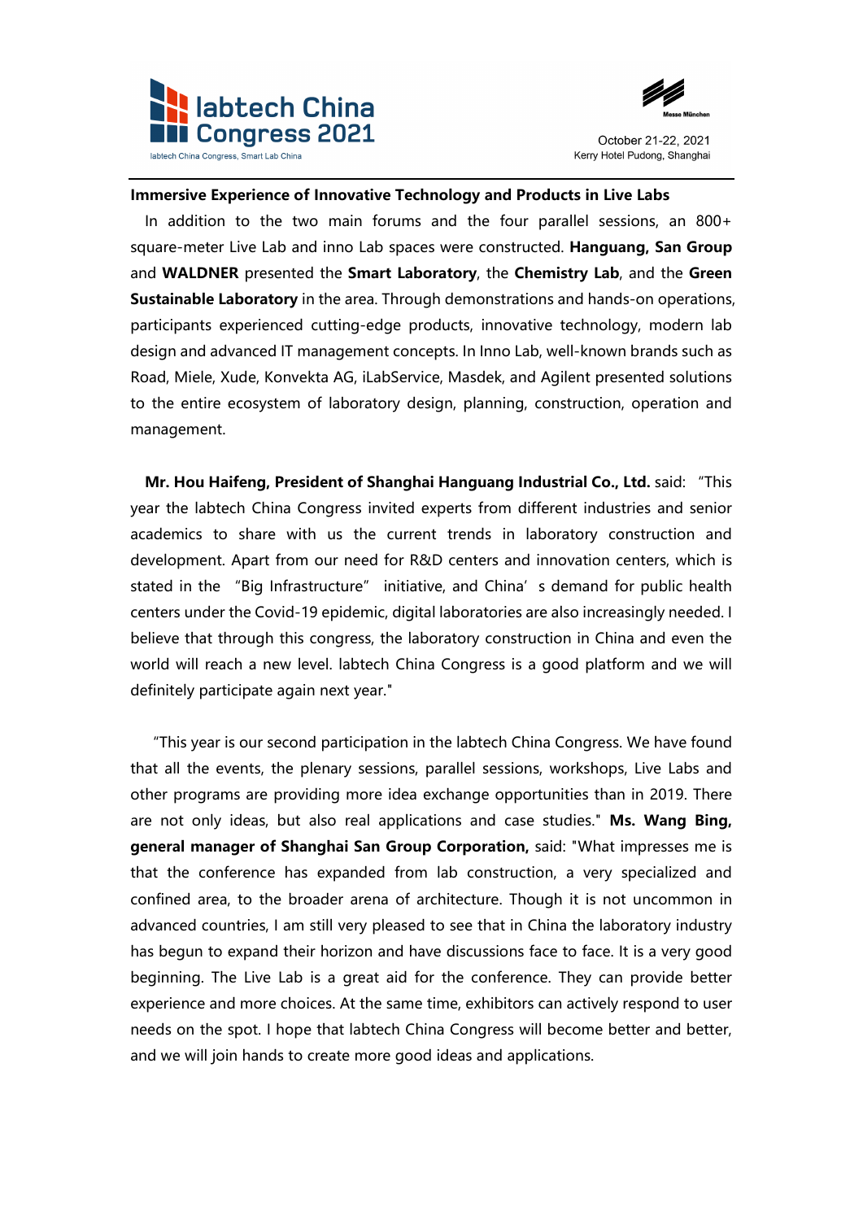**Immersive Experience of Innovative Technology and Products in Live Labs**

In addition to the two main forums and the four parallel sessions, an 800+ square-meter Live Lab and inno Lab spaces were constructed. **Hanguang, San Group** and **WALDNER** presented the **Smart Laboratory**, the **Chemistry Lab**, and the **Green Sustainable Laboratory** in the area. Through demonstrations and hands-on operations, participants experienced cutting-edge products, innovative technology, modern lab design and advanced IT management concepts. In Inno Lab, well-known brands such as Road, Miele, Xude, Konvekta AG, iLabService, Masdek, and Agilent presented solutions to the entire ecosystem of laboratory design, planning, construction, operation and management.

**Mr. Hou Haifeng, President of Shanghai Hanguang Industrial Co., Ltd.** said: "This year the labtech China Congress invited experts from different industries and senior academics to share with us the current trends in laboratory construction and development. Apart from our need for R&D centers and innovation centers, which is stated in the "Big Infrastructure" initiative, and China's demand for public health centers under the Covid-19 epidemic, digital laboratories are also increasingly needed. I believe that through this congress, the laboratory construction in China and even the world will reach a new level. labtech China Congress is a good platform and we will definitely participate again next year."

"This year is our second participation in the labtech China Congress. We have found that all the events, the plenary sessions, parallel sessions, workshops, Live Labs and other programs are providing more idea exchange opportunities than in 2019. There are not only ideas, but also real applications and case studies." **Ms. Wang Bing, general manager of Shanghai San Group Corporation,** said: "What impresses me is that the conference has expanded from lab construction, a very specialized and confined area, to the broader arena of architecture. Though it is not uncommon in advanced countries, I am still very pleased to see that in China the laboratory industry has begun to expand their horizon and have discussions face to face. It is a very good beginning. The Live Lab is a great aid for the conference. They can provide better experience and more choices. At the same time, exhibitors can actively respond to user needs on the spot. I hope that labtech China Congress will become better and better, and we will join hands to create more good ideas and applications.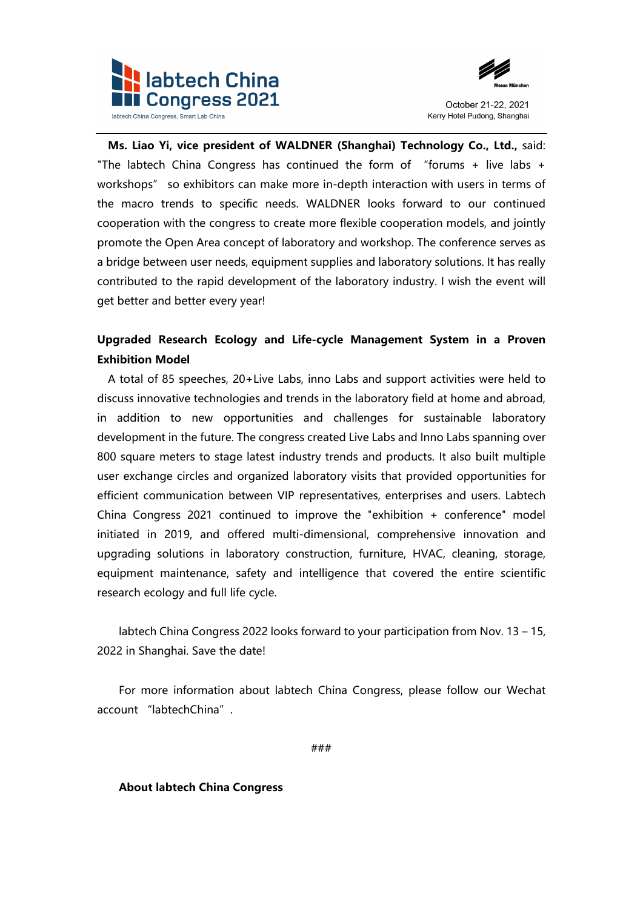**Ms. Liao Yi, vice president of WALDNER (Shanghai) Technology Co., Ltd.,** said: "The labtech China Congress has continued the form of "forums + live labs + workshops" so exhibitors can make more in-depth interaction with users in terms of the macro trends to specific needs. WALDNER looks forward to our continued cooperation with the congress to create more flexible cooperation models, and jointly promote the Open Area concept of laboratory and workshop. The conference serves as a bridge between user needs, equipment supplies and laboratory solutions. It has really contributed to the rapid development of the laboratory industry. I wish the event will get better and better every year!

**Upgraded Research Ecology and Life-cycle Management System in a Proven Exhibition Model**

A total of 85 speeches, 20+Live Labs, inno Labs and support activities were held to discuss innovative technologies and trends in the laboratory field at home and abroad, in addition to new opportunities and challenges for sustainable laboratory development in the future. The congress created Live Labs and Inno Labs spanning over 800 square meters to stage latest industry trends and products. It also built multiple user exchange circles and organized laboratory visits that provided opportunities for efficient communication between VIP representatives, enterprises and users. Labtech China Congress 2021 continued to improve the "exhibition + conference" model initiated in 2019, and offered multi-dimensional, comprehensive innovation and upgrading solutions in laboratory construction, furniture, HVAC, cleaning, storage, equipment maintenance, safety and intelligence that covered the entire scientific research ecology and full life cycle.

labtech China Congress 2022 looks forward to your participation from Nov. 13 – 15, 2022 in Shanghai. Save the date!

For more information about labtech China Congress, please follow our Wechat account "labtechChina".

###

**About labtech China Congress**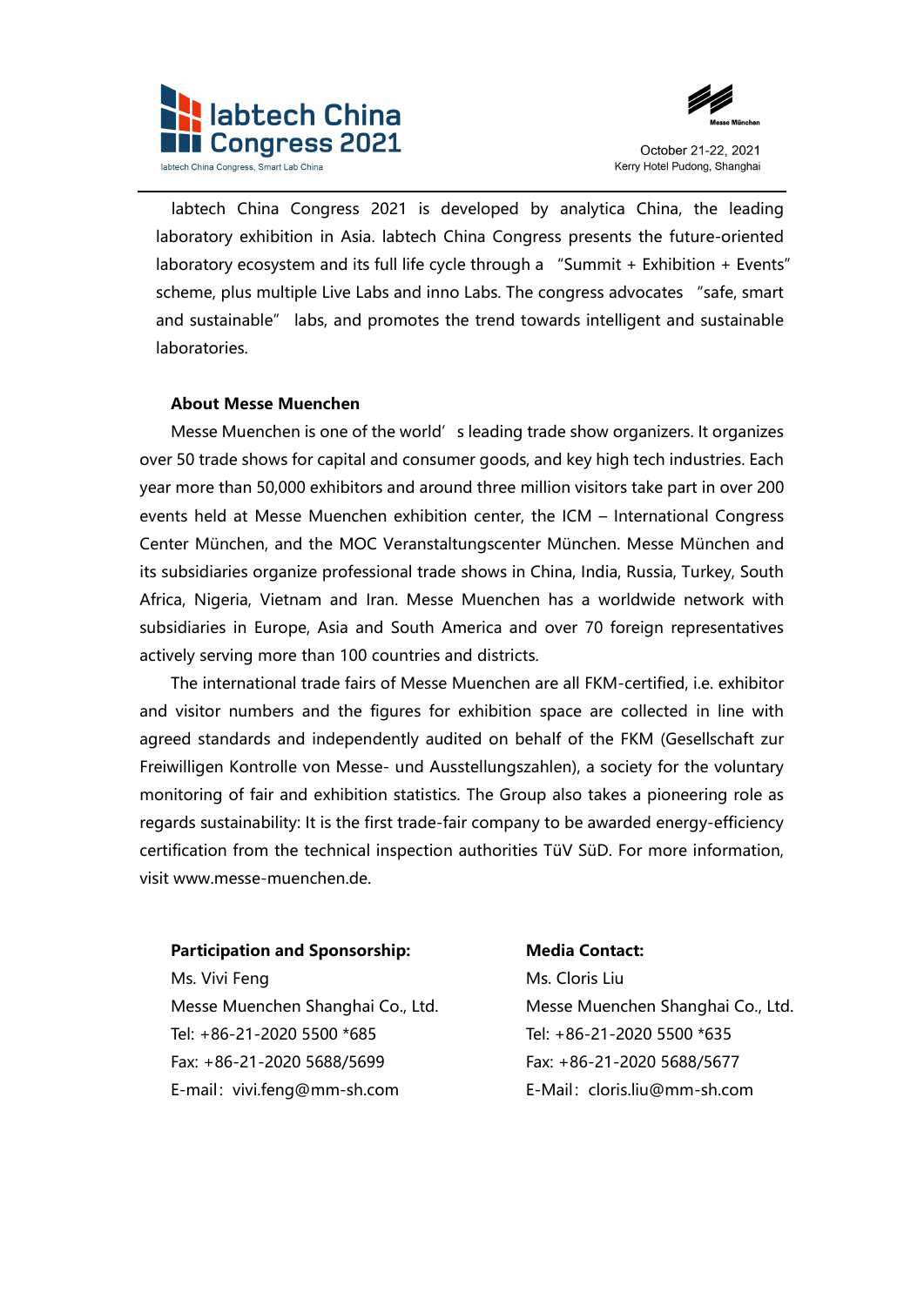labtech China Congress 2021 is developed by analytica China, the leading laboratory exhibition in Asia. labtech China Congress presents the future-oriented laboratory ecosystem and its full life cycle through a "Summit + Exhibition + Events" scheme, plus multiple Live Labs and inno Labs. The congress advocates "safe, smart and sustainable" labs, and promotes the trend towards intelligent and sustainable laboratories.

**About Messe Muenchen**

Messe Muenchen is one of the world's leading trade show organizers. It organizes over 50 trade shows for capital and consumer goods, and key high tech industries. Each year more than 50,000 exhibitors and around three million visitors take part in over 200 events held at Messe Muenchen exhibition center, the ICM – International Congress Center München, and the MOC Veranstaltungscenter München. Messe München and its subsidiaries organize professional trade shows in China, India, Russia, Turkey, South Africa, Nigeria, Vietnam and Iran. Messe Muenchen has a worldwide network with subsidiaries in Europe, Asia and South America and over 70 foreign representatives actively serving more than 100 countries and districts.

The international trade fairs of Messe Muenchen are all FKM-certified, i.e. exhibitor and visitor numbers and the figures for exhibition space are collected in line with agreed standards and independently audited on behalf of the FKM (Gesellschaft zur Freiwilligen Kontrolle von Messe- und Ausstellungszahlen), a society for the voluntary monitoring of fair and exhibition statistics. The Group also takes a pioneering role as regards sustainability: It is the first trade-fair company to be awarded energy-efficiency certification from the technical inspection authorities TüV SüD. For more information, visit www.messe-muenchen.de.

**Participation and Sponsorship:**
Ms. Vivi Feng
Messe Muenchen Shanghai Co., Ltd.
Tel: +86-21-2020 5500 *685
Fax: +86-21-2020 5688/5699
E-mail：vivi.feng@mm-sh.com

**Media Contact:**
Ms. Cloris Liu
Messe Muenchen Shanghai Co., Ltd.
Tel: +86-21-2020 5500 *635
Fax: +86-21-2020 5688/5677
E-Mail：cloris.liu@mm-sh.com